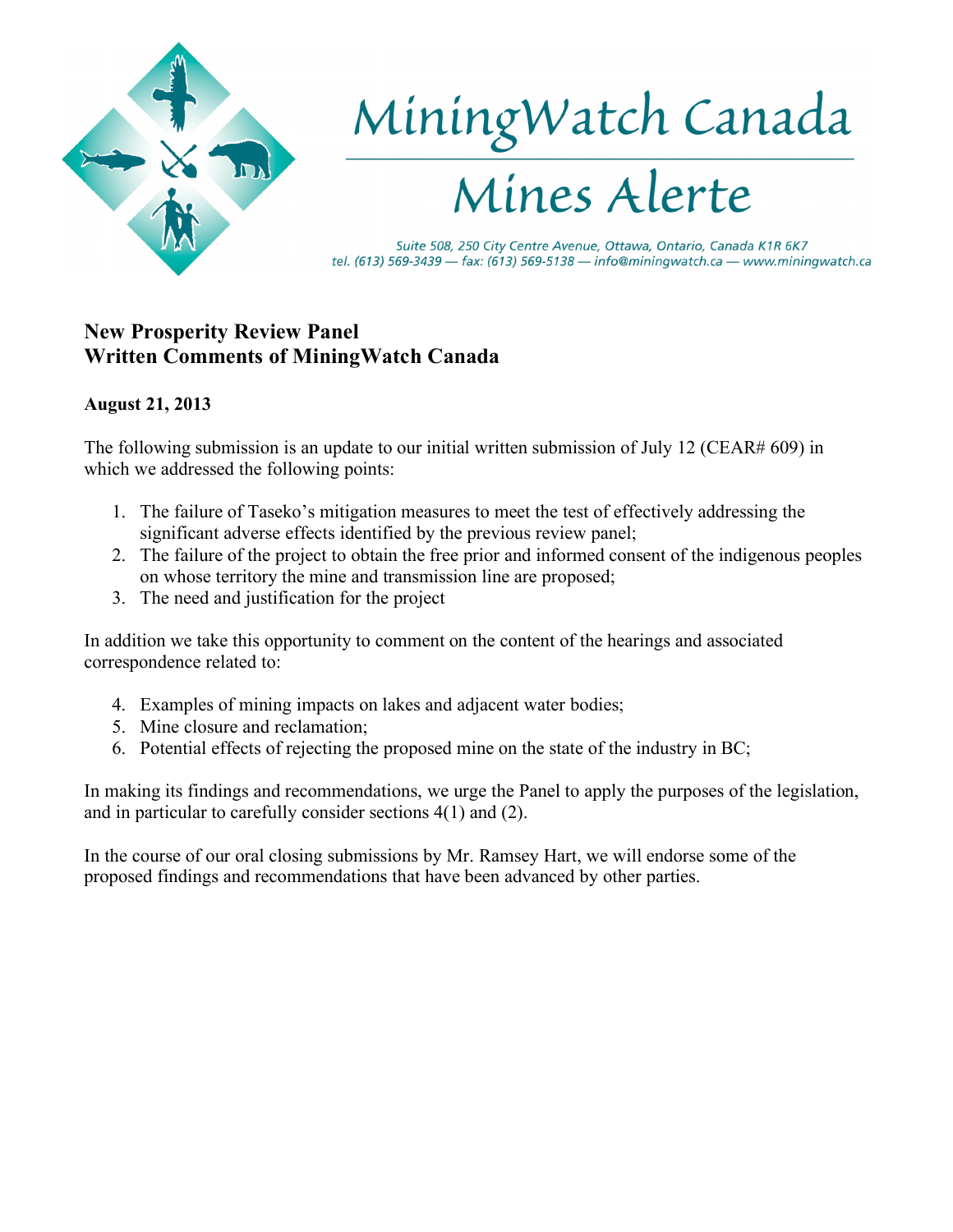MiningWatch Canada

Mines Alerte

Suite 508, 250 City Centre Avenue, Ottawa, Ontario, Canada K1R 6K7
tel. (613) 569-3439 — fax: (613) 569-5138 — info@miningwatch.ca — www.miningwatch.ca

## New Prosperity Review Panel
## Written Comments of MiningWatch Canada

**August 21, 2013**

The following submission is an update to our initial written submission of July 12 (CEAR# 609) in which we addressed the following points:

1. The failure of Taseko's mitigation measures to meet the test of effectively addressing the significant adverse effects identified by the previous review panel;
2. The failure of the project to obtain the free prior and informed consent of the indigenous peoples on whose territory the mine and transmission line are proposed;
3. The need and justification for the project

In addition we take this opportunity to comment on the content of the hearings and associated correspondence related to:

4. Examples of mining impacts on lakes and adjacent water bodies;
5. Mine closure and reclamation;
6. Potential effects of rejecting the proposed mine on the state of the industry in BC;

In making its findings and recommendations, we urge the Panel to apply the purposes of the legislation, and in particular to carefully consider sections 4(1) and (2).

In the course of our oral closing submissions by Mr. Ramsey Hart, we will endorse some of the proposed findings and recommendations that have been advanced by other parties.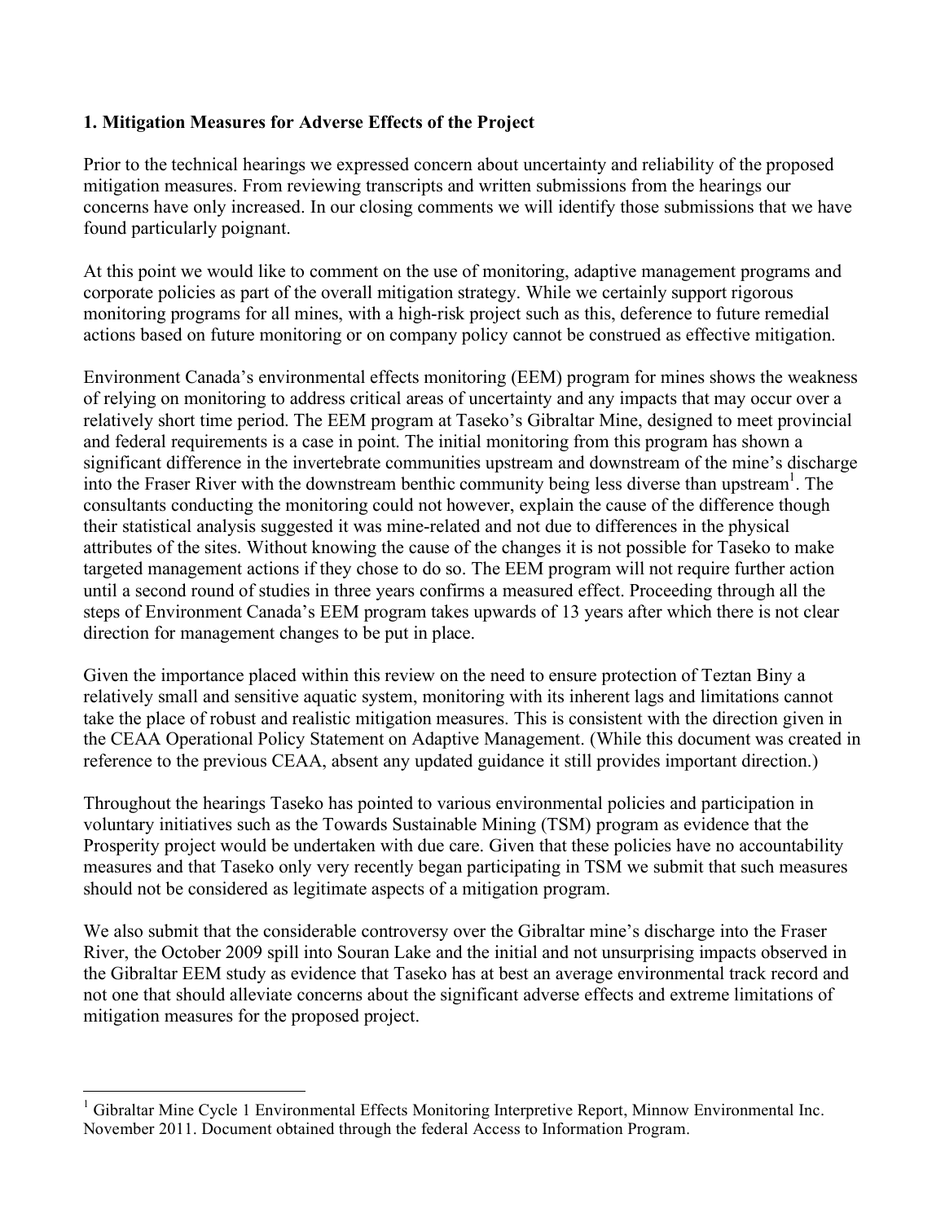## 1. Mitigation Measures for Adverse Effects of the Project

Prior to the technical hearings we expressed concern about uncertainty and reliability of the proposed mitigation measures. From reviewing transcripts and written submissions from the hearings our concerns have only increased. In our closing comments we will identify those submissions that we have found particularly poignant.

At this point we would like to comment on the use of monitoring, adaptive management programs and corporate policies as part of the overall mitigation strategy. While we certainly support rigorous monitoring programs for all mines, with a high-risk project such as this, deference to future remedial actions based on future monitoring or on company policy cannot be construed as effective mitigation.

Environment Canada's environmental effects monitoring (EEM) program for mines shows the weakness of relying on monitoring to address critical areas of uncertainty and any impacts that may occur over a relatively short time period. The EEM program at Taseko's Gibraltar Mine, designed to meet provincial and federal requirements is a case in point. The initial monitoring from this program has shown a significant difference in the invertebrate communities upstream and downstream of the mine's discharge into the Fraser River with the downstream benthic community being less diverse than upstream[1]. The consultants conducting the monitoring could not however, explain the cause of the difference though their statistical analysis suggested it was mine-related and not due to differences in the physical attributes of the sites. Without knowing the cause of the changes it is not possible for Taseko to make targeted management actions if they chose to do so. The EEM program will not require further action until a second round of studies in three years confirms a measured effect. Proceeding through all the steps of Environment Canada's EEM program takes upwards of 13 years after which there is not clear direction for management changes to be put in place.

Given the importance placed within this review on the need to ensure protection of Teztan Biny a relatively small and sensitive aquatic system, monitoring with its inherent lags and limitations cannot take the place of robust and realistic mitigation measures. This is consistent with the direction given in the CEAA Operational Policy Statement on Adaptive Management. (While this document was created in reference to the previous CEAA, absent any updated guidance it still provides important direction.)

Throughout the hearings Taseko has pointed to various environmental policies and participation in voluntary initiatives such as the Towards Sustainable Mining (TSM) program as evidence that the Prosperity project would be undertaken with due care. Given that these policies have no accountability measures and that Taseko only very recently began participating in TSM we submit that such measures should not be considered as legitimate aspects of a mitigation program.

We also submit that the considerable controversy over the Gibraltar mine's discharge into the Fraser River, the October 2009 spill into Souran Lake and the initial and not unsurprising impacts observed in the Gibraltar EEM study as evidence that Taseko has at best an average environmental track record and not one that should alleviate concerns about the significant adverse effects and extreme limitations of mitigation measures for the proposed project.

---

[1] Gibraltar Mine Cycle 1 Environmental Effects Monitoring Interpretive Report, Minnow Environmental Inc. November 2011. Document obtained through the federal Access to Information Program.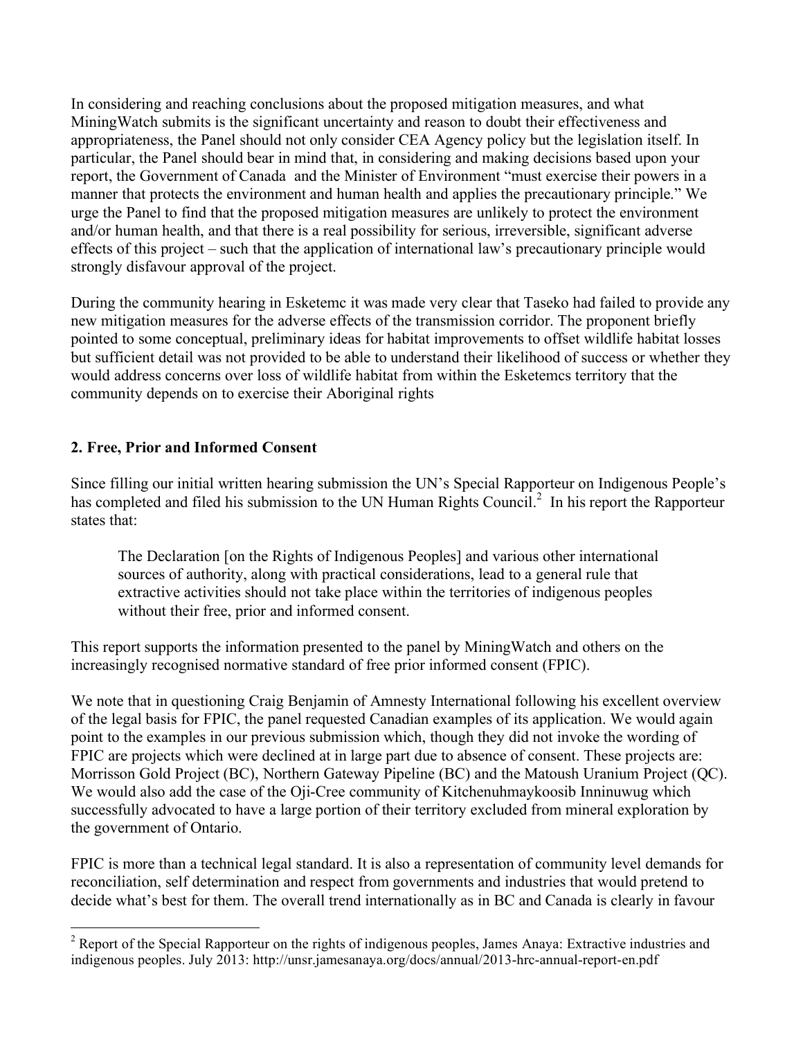In considering and reaching conclusions about the proposed mitigation measures, and what MiningWatch submits is the significant uncertainty and reason to doubt their effectiveness and appropriateness, the Panel should not only consider CEA Agency policy but the legislation itself. In particular, the Panel should bear in mind that, in considering and making decisions based upon your report, the Government of Canada and the Minister of Environment "must exercise their powers in a manner that protects the environment and human health and applies the precautionary principle." We urge the Panel to find that the proposed mitigation measures are unlikely to protect the environment and/or human health, and that there is a real possibility for serious, irreversible, significant adverse effects of this project – such that the application of international law's precautionary principle would strongly disfavour approval of the project.

During the community hearing in Esketemc it was made very clear that Taseko had failed to provide any new mitigation measures for the adverse effects of the transmission corridor. The proponent briefly pointed to some conceptual, preliminary ideas for habitat improvements to offset wildlife habitat losses but sufficient detail was not provided to be able to understand their likelihood of success or whether they would address concerns over loss of wildlife habitat from within the Esketemcs territory that the community depends on to exercise their Aboriginal rights

## 2. Free, Prior and Informed Consent

Since filling our initial written hearing submission the UN's Special Rapporteur on Indigenous People's has completed and filed his submission to the UN Human Rights Council.[2] In his report the Rapporteur states that:

> The Declaration [on the Rights of Indigenous Peoples] and various other international sources of authority, along with practical considerations, lead to a general rule that extractive activities should not take place within the territories of indigenous peoples without their free, prior and informed consent.

This report supports the information presented to the panel by MiningWatch and others on the increasingly recognised normative standard of free prior informed consent (FPIC).

We note that in questioning Craig Benjamin of Amnesty International following his excellent overview of the legal basis for FPIC, the panel requested Canadian examples of its application. We would again point to the examples in our previous submission which, though they did not invoke the wording of FPIC are projects which were declined at in large part due to absence of consent. These projects are: Morrisson Gold Project (BC), Northern Gateway Pipeline (BC) and the Matoush Uranium Project (QC). We would also add the case of the Oji-Cree community of Kitchenuhmaykoosib Inninuwug which successfully advocated to have a large portion of their territory excluded from mineral exploration by the government of Ontario.

FPIC is more than a technical legal standard. It is also a representation of community level demands for reconciliation, self determination and respect from governments and industries that would pretend to decide what's best for them. The overall trend internationally as in BC and Canada is clearly in favour

---

[2] Report of the Special Rapporteur on the rights of indigenous peoples, James Anaya: Extractive industries and indigenous peoples. July 2013: http://unsr.jamesanaya.org/docs/annual/2013-hrc-annual-report-en.pdf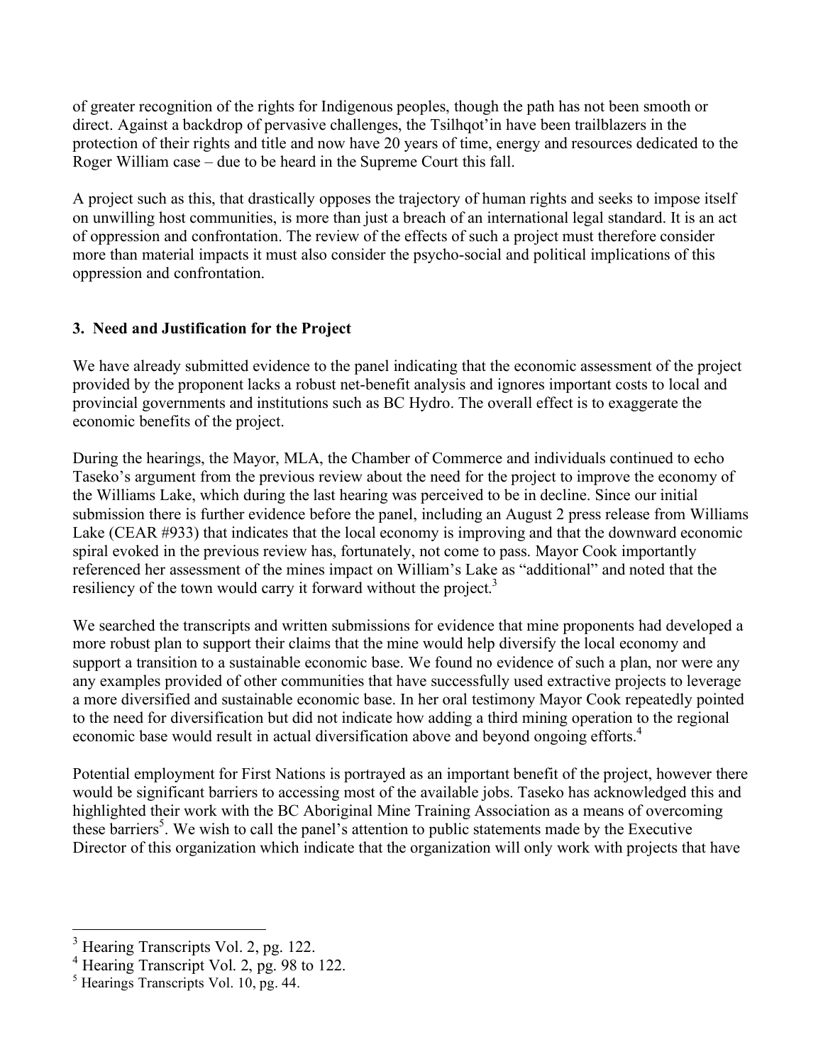of greater recognition of the rights for Indigenous peoples, though the path has not been smooth or direct. Against a backdrop of pervasive challenges, the Tsilhqot'in have been trailblazers in the protection of their rights and title and now have 20 years of time, energy and resources dedicated to the Roger William case – due to be heard in the Supreme Court this fall.

A project such as this, that drastically opposes the trajectory of human rights and seeks to impose itself on unwilling host communities, is more than just a breach of an international legal standard. It is an act of oppression and confrontation. The review of the effects of such a project must therefore consider more than material impacts it must also consider the psycho-social and political implications of this oppression and confrontation.

## 3. Need and Justification for the Project

We have already submitted evidence to the panel indicating that the economic assessment of the project provided by the proponent lacks a robust net-benefit analysis and ignores important costs to local and provincial governments and institutions such as BC Hydro. The overall effect is to exaggerate the economic benefits of the project.

During the hearings, the Mayor, MLA, the Chamber of Commerce and individuals continued to echo Taseko's argument from the previous review about the need for the project to improve the economy of the Williams Lake, which during the last hearing was perceived to be in decline. Since our initial submission there is further evidence before the panel, including an August 2 press release from Williams Lake (CEAR #933) that indicates that the local economy is improving and that the downward economic spiral evoked in the previous review has, fortunately, not come to pass. Mayor Cook importantly referenced her assessment of the mines impact on William's Lake as "additional" and noted that the resiliency of the town would carry it forward without the project.[3]

We searched the transcripts and written submissions for evidence that mine proponents had developed a more robust plan to support their claims that the mine would help diversify the local economy and support a transition to a sustainable economic base. We found no evidence of such a plan, nor were any any examples provided of other communities that have successfully used extractive projects to leverage a more diversified and sustainable economic base. In her oral testimony Mayor Cook repeatedly pointed to the need for diversification but did not indicate how adding a third mining operation to the regional economic base would result in actual diversification above and beyond ongoing efforts.[4]

Potential employment for First Nations is portrayed as an important benefit of the project, however there would be significant barriers to accessing most of the available jobs. Taseko has acknowledged this and highlighted their work with the BC Aboriginal Mine Training Association as a means of overcoming these barriers[5]. We wish to call the panel's attention to public statements made by the Executive Director of this organization which indicate that the organization will only work with projects that have

---

[3] Hearing Transcripts Vol. 2, pg. 122.

[4] Hearing Transcript Vol. 2, pg. 98 to 122.

[5] Hearings Transcripts Vol. 10, pg. 44.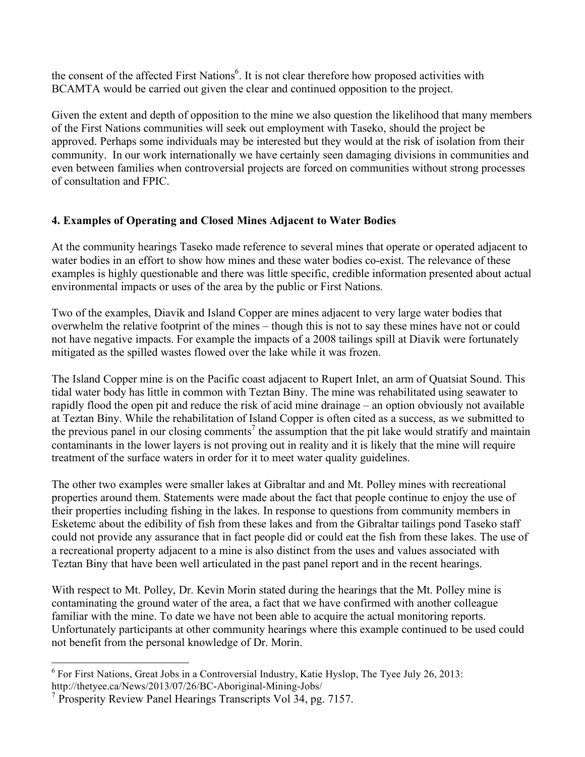the consent of the affected First Nations[6]. It is not clear therefore how proposed activities with BCAMTA would be carried out given the clear and continued opposition to the project.

Given the extent and depth of opposition to the mine we also question the likelihood that many members of the First Nations communities will seek out employment with Taseko, should the project be approved. Perhaps some individuals may be interested but they would at the risk of isolation from their community. In our work internationally we have certainly seen damaging divisions in communities and even between families when controversial projects are forced on communities without strong processes of consultation and FPIC.

## 4. Examples of Operating and Closed Mines Adjacent to Water Bodies

At the community hearings Taseko made reference to several mines that operate or operated adjacent to water bodies in an effort to show how mines and these water bodies co-exist. The relevance of these examples is highly questionable and there was little specific, credible information presented about actual environmental impacts or uses of the area by the public or First Nations.

Two of the examples, Diavik and Island Copper are mines adjacent to very large water bodies that overwhelm the relative footprint of the mines – though this is not to say these mines have not or could not have negative impacts. For example the impacts of a 2008 tailings spill at Diavik were fortunately mitigated as the spilled wastes flowed over the lake while it was frozen.

The Island Copper mine is on the Pacific coast adjacent to Rupert Inlet, an arm of Quatsiat Sound. This tidal water body has little in common with Teztan Biny. The mine was rehabilitated using seawater to rapidly flood the open pit and reduce the risk of acid mine drainage – an option obviously not available at Teztan Biny. While the rehabilitation of Island Copper is often cited as a success, as we submitted to the previous panel in our closing comments[7] the assumption that the pit lake would stratify and maintain contaminants in the lower layers is not proving out in reality and it is likely that the mine will require treatment of the surface waters in order for it to meet water quality guidelines.

The other two examples were smaller lakes at Gibraltar and and Mt. Polley mines with recreational properties around them. Statements were made about the fact that people continue to enjoy the use of their properties including fishing in the lakes. In response to questions from community members in Esketemc about the edibility of fish from these lakes and from the Gibraltar tailings pond Taseko staff could not provide any assurance that in fact people did or could eat the fish from these lakes. The use of a recreational property adjacent to a mine is also distinct from the uses and values associated with Teztan Biny that have been well articulated in the past panel report and in the recent hearings.

With respect to Mt. Polley, Dr. Kevin Morin stated during the hearings that the Mt. Polley mine is contaminating the ground water of the area, a fact that we have confirmed with another colleague familiar with the mine. To date we have not been able to acquire the actual monitoring reports. Unfortunately participants at other community hearings where this example continued to be used could not benefit from the personal knowledge of Dr. Morin.

---

[6] For First Nations, Great Jobs in a Controversial Industry, Katie Hyslop, The Tyee July 26, 2013: http://thetyee.ca/News/2013/07/26/BC-Aboriginal-Mining-Jobs/

[7] Prosperity Review Panel Hearings Transcripts Vol 34, pg. 7157.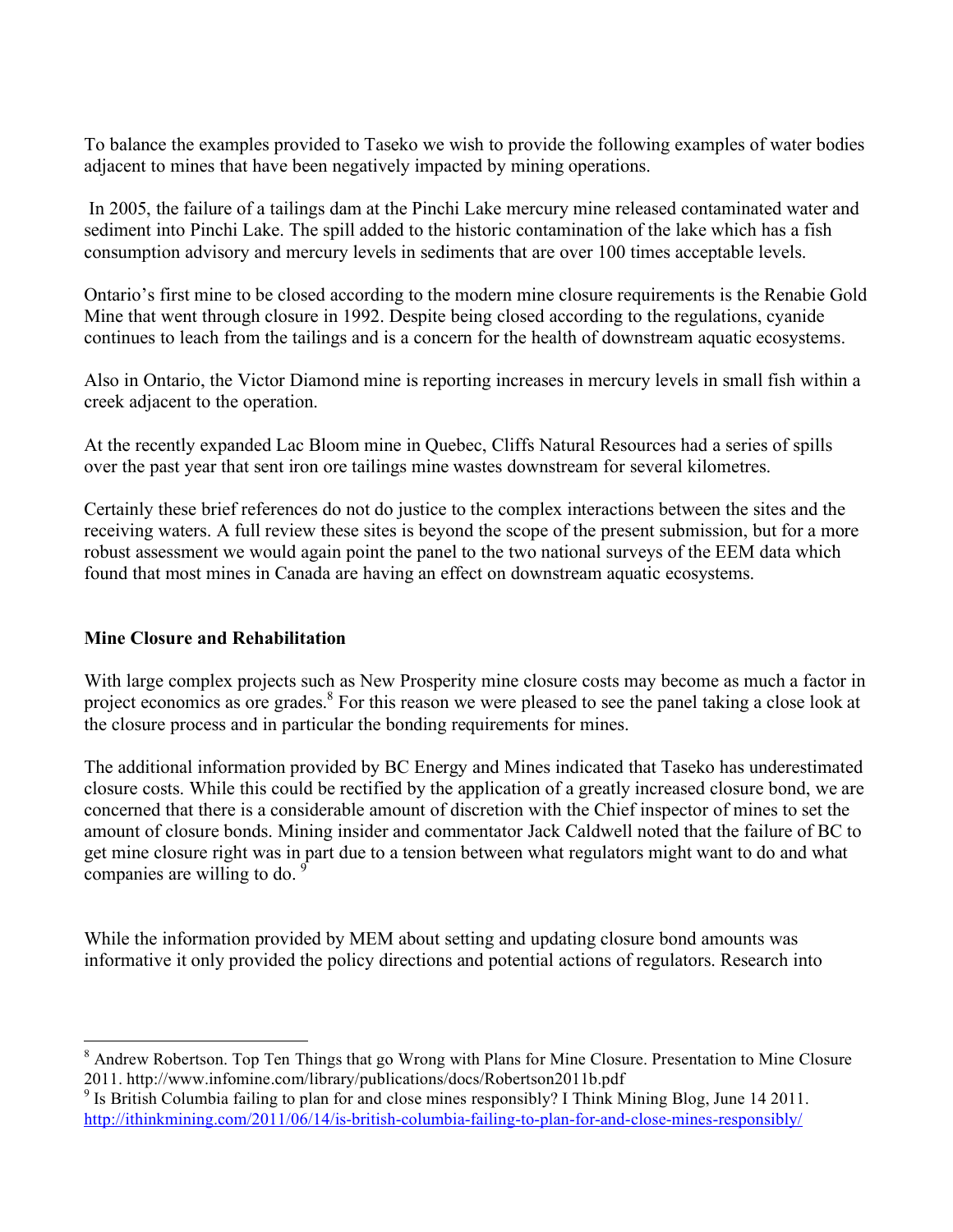To balance the examples provided to Taseko we wish to provide the following examples of water bodies adjacent to mines that have been negatively impacted by mining operations.

In 2005, the failure of a tailings dam at the Pinchi Lake mercury mine released contaminated water and sediment into Pinchi Lake. The spill added to the historic contamination of the lake which has a fish consumption advisory and mercury levels in sediments that are over 100 times acceptable levels.

Ontario's first mine to be closed according to the modern mine closure requirements is the Renabie Gold Mine that went through closure in 1992. Despite being closed according to the regulations, cyanide continues to leach from the tailings and is a concern for the health of downstream aquatic ecosystems.

Also in Ontario, the Victor Diamond mine is reporting increases in mercury levels in small fish within a creek adjacent to the operation.

At the recently expanded Lac Bloom mine in Quebec, Cliffs Natural Resources had a series of spills over the past year that sent iron ore tailings mine wastes downstream for several kilometres.

Certainly these brief references do not do justice to the complex interactions between the sites and the receiving waters. A full review these sites is beyond the scope of the present submission, but for a more robust assessment we would again point the panel to the two national surveys of the EEM data which found that most mines in Canada are having an effect on downstream aquatic ecosystems.

**Mine Closure and Rehabilitation**

With large complex projects such as New Prosperity mine closure costs may become as much a factor in project economics as ore grades.[8] For this reason we were pleased to see the panel taking a close look at the closure process and in particular the bonding requirements for mines.

The additional information provided by BC Energy and Mines indicated that Taseko has underestimated closure costs. While this could be rectified by the application of a greatly increased closure bond, we are concerned that there is a considerable amount of discretion with the Chief inspector of mines to set the amount of closure bonds. Mining insider and commentator Jack Caldwell noted that the failure of BC to get mine closure right was in part due to a tension between what regulators might want to do and what companies are willing to do.[9]

While the information provided by MEM about setting and updating closure bond amounts was informative it only provided the policy directions and potential actions of regulators. Research into

---

[8] Andrew Robertson. Top Ten Things that go Wrong with Plans for Mine Closure. Presentation to Mine Closure 2011. http://www.infomine.com/library/publications/docs/Robertson2011b.pdf

[9] Is British Columbia failing to plan for and close mines responsibly? I Think Mining Blog, June 14 2011. http://ithinkmining.com/2011/06/14/is-british-columbia-failing-to-plan-for-and-close-mines-responsibly/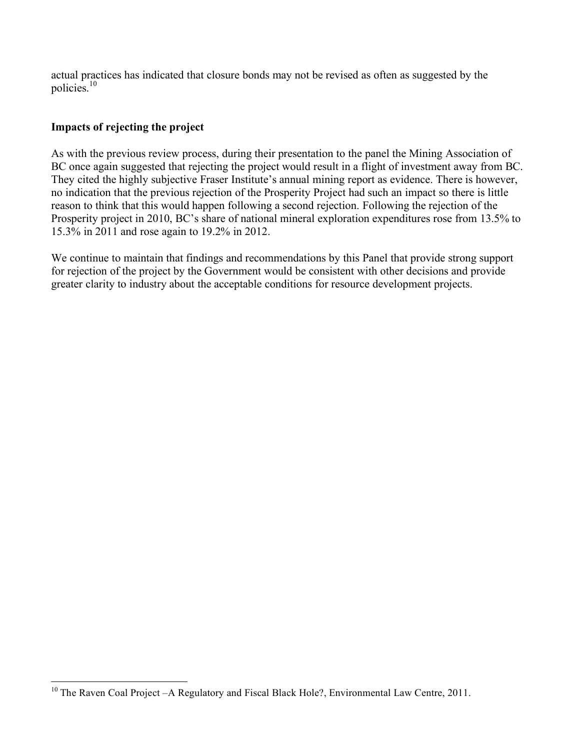actual practices has indicated that closure bonds may not be revised as often as suggested by the policies.[10]

**Impacts of rejecting the project**

As with the previous review process, during their presentation to the panel the Mining Association of BC once again suggested that rejecting the project would result in a flight of investment away from BC. They cited the highly subjective Fraser Institute's annual mining report as evidence. There is however, no indication that the previous rejection of the Prosperity Project had such an impact so there is little reason to think that this would happen following a second rejection. Following the rejection of the Prosperity project in 2010, BC's share of national mineral exploration expenditures rose from 13.5% to 15.3% in 2011 and rose again to 19.2% in 2012.

We continue to maintain that findings and recommendations by this Panel that provide strong support for rejection of the project by the Government would be consistent with other decisions and provide greater clarity to industry about the acceptable conditions for resource development projects.

[10] The Raven Coal Project –A Regulatory and Fiscal Black Hole?, Environmental Law Centre, 2011.